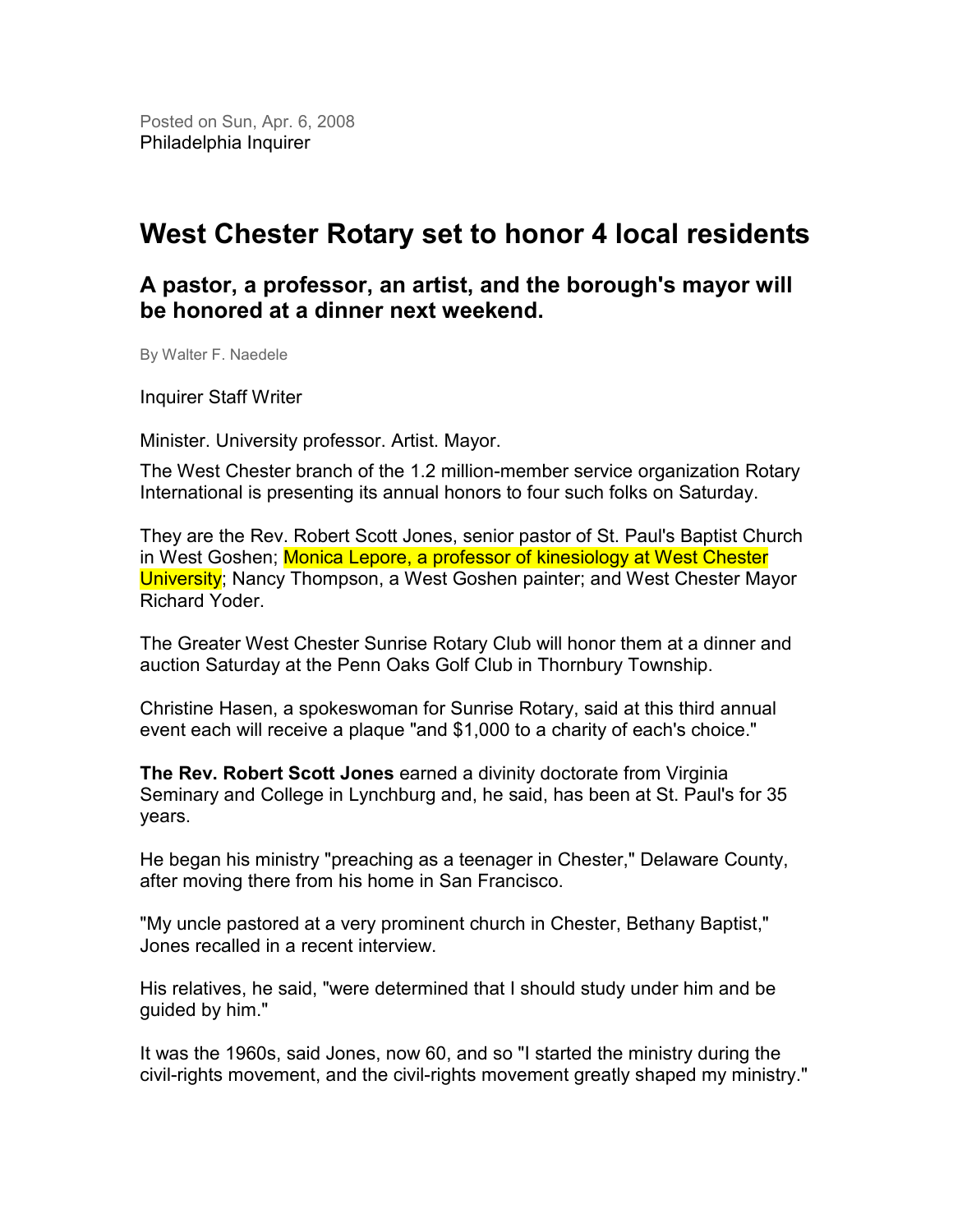Posted on Sun, Apr. 6, 2008
Philadelphia Inquirer

# West Chester Rotary set to honor 4 local residents

## A pastor, a professor, an artist, and the borough's mayor will be honored at a dinner next weekend.

By Walter F. Naedele

Inquirer Staff Writer

Minister. University professor. Artist. Mayor.

The West Chester branch of the 1.2 million-member service organization Rotary International is presenting its annual honors to four such folks on Saturday.

They are the Rev. Robert Scott Jones, senior pastor of St. Paul's Baptist Church in West Goshen; Monica Lepore, a professor of kinesiology at West Chester University; Nancy Thompson, a West Goshen painter; and West Chester Mayor Richard Yoder.

The Greater West Chester Sunrise Rotary Club will honor them at a dinner and auction Saturday at the Penn Oaks Golf Club in Thornbury Township.

Christine Hasen, a spokeswoman for Sunrise Rotary, said at this third annual event each will receive a plaque "and $1,000 to a charity of each's choice."

**The Rev. Robert Scott Jones** earned a divinity doctorate from Virginia Seminary and College in Lynchburg and, he said, has been at St. Paul's for 35 years.

He began his ministry "preaching as a teenager in Chester," Delaware County, after moving there from his home in San Francisco.

"My uncle pastored at a very prominent church in Chester, Bethany Baptist," Jones recalled in a recent interview.

His relatives, he said, "were determined that I should study under him and be guided by him."

It was the 1960s, said Jones, now 60, and so "I started the ministry during the civil-rights movement, and the civil-rights movement greatly shaped my ministry."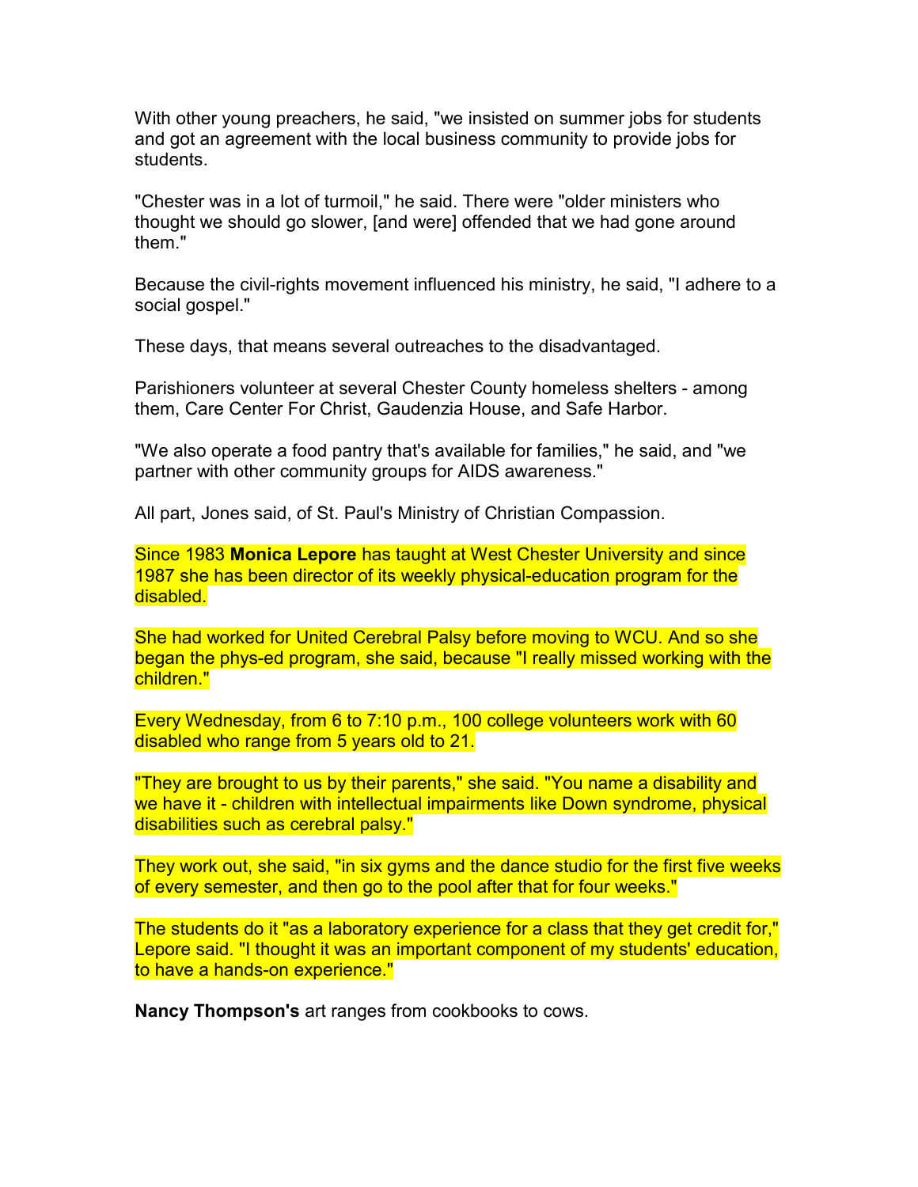With other young preachers, he said, "we insisted on summer jobs for students and got an agreement with the local business community to provide jobs for students.

"Chester was in a lot of turmoil," he said. There were "older ministers who thought we should go slower, [and were] offended that we had gone around them."

Because the civil-rights movement influenced his ministry, he said, "I adhere to a social gospel."

These days, that means several outreaches to the disadvantaged.

Parishioners volunteer at several Chester County homeless shelters - among them, Care Center For Christ, Gaudenzia House, and Safe Harbor.

"We also operate a food pantry that's available for families," he said, and "we partner with other community groups for AIDS awareness."

All part, Jones said, of St. Paul's Ministry of Christian Compassion.

Since 1983 **Monica Lepore** has taught at West Chester University and since 1987 she has been director of its weekly physical-education program for the disabled.

She had worked for United Cerebral Palsy before moving to WCU. And so she began the phys-ed program, she said, because "I really missed working with the children."

Every Wednesday, from 6 to 7:10 p.m., 100 college volunteers work with 60 disabled who range from 5 years old to 21.

"They are brought to us by their parents," she said. "You name a disability and we have it - children with intellectual impairments like Down syndrome, physical disabilities such as cerebral palsy."

They work out, she said, "in six gyms and the dance studio for the first five weeks of every semester, and then go to the pool after that for four weeks."

The students do it "as a laboratory experience for a class that they get credit for," Lepore said. "I thought it was an important component of my students' education, to have a hands-on experience."

**Nancy Thompson's** art ranges from cookbooks to cows.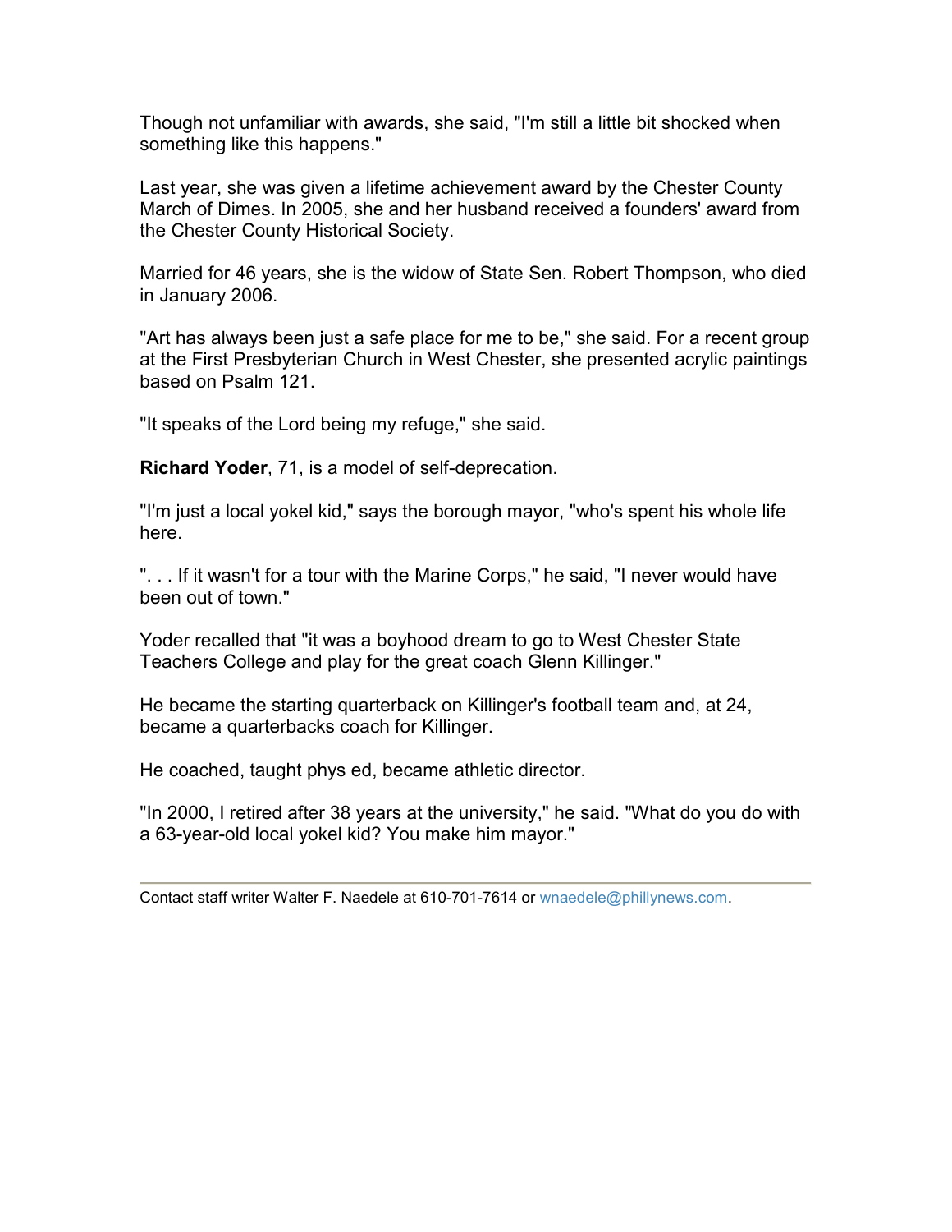Though not unfamiliar with awards, she said, "I'm still a little bit shocked when something like this happens."

Last year, she was given a lifetime achievement award by the Chester County March of Dimes. In 2005, she and her husband received a founders' award from the Chester County Historical Society.

Married for 46 years, she is the widow of State Sen. Robert Thompson, who died in January 2006.

"Art has always been just a safe place for me to be," she said. For a recent group at the First Presbyterian Church in West Chester, she presented acrylic paintings based on Psalm 121.

"It speaks of the Lord being my refuge," she said.

**Richard Yoder**, 71, is a model of self-deprecation.

"I'm just a local yokel kid," says the borough mayor, "who's spent his whole life here.

". . . If it wasn't for a tour with the Marine Corps," he said, "I never would have been out of town."

Yoder recalled that "it was a boyhood dream to go to West Chester State Teachers College and play for the great coach Glenn Killinger."

He became the starting quarterback on Killinger's football team and, at 24, became a quarterbacks coach for Killinger.

He coached, taught phys ed, became athletic director.

"In 2000, I retired after 38 years at the university," he said. "What do you do with a 63-year-old local yokel kid? You make him mayor."

---

Contact staff writer Walter F. Naedele at 610-701-7614 or wnaedele@phillynews.com.